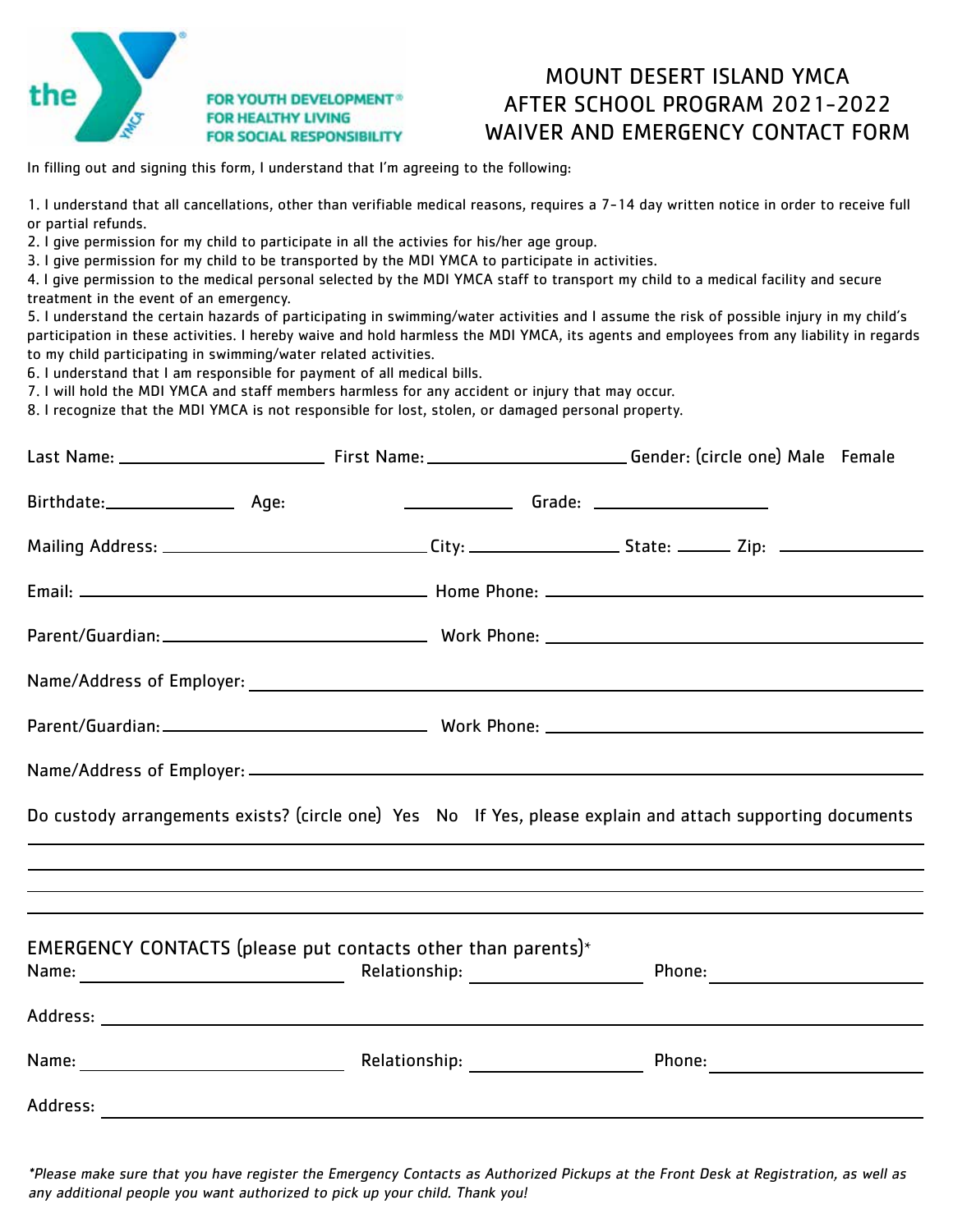the

FOR YOUTH DEVELOPMENT®
FOR HEALTHY LIVING
FOR SOCIAL RESPONSIBILITY

# MOUNT DESERT ISLAND YMCA
# AFTER SCHOOL PROGRAM 2021-2022
# WAIVER AND EMERGENCY CONTACT FORM

In filling out and signing this form, I understand that I'm agreeing to the following:

1. I understand that all cancellations, other than verifiable medical reasons, requires a 7-14 day written notice in order to receive full or partial refunds.
2. I give permission for my child to participate in all the activies for his/her age group.
3. I give permission for my child to be transported by the MDI YMCA to participate in activities.
4. I give permission to the medical personal selected by the MDI YMCA staff to transport my child to a medical facility and secure treatment in the event of an emergency.
5. I understand the certain hazards of participating in swimming/water activities and I assume the risk of possible injury in my child's participation in these activities. I hereby waive and hold harmless the MDI YMCA, its agents and employees from any liability in regards to my child participating in swimming/water related activities.
6. I understand that I am responsible for payment of all medical bills.
7. I will hold the MDI YMCA and staff members harmless for any accident or injury that may occur.
8. I recognize that the MDI YMCA is not responsible for lost, stolen, or damaged personal property.

Last Name: ______________________ First Name: ______________________ Gender: (circle one) Male Female

Birthdate: ______________ Age: ____________ Grade: ____________________

Mailing Address: ______________________________ City: ________________ State: ______ Zip: ______________

Email: ______________________________________ Home Phone: ______________________________________

Parent/Guardian: ____________________________ Work Phone: ______________________________________

Name/Address of Employer: ______________________________________________________________________

Parent/Guardian: ____________________________ Work Phone: ______________________________________

Name/Address of Employer: ______________________________________________________________________

Do custody arrangements exists? (circle one) Yes No If Yes, please explain and attach supporting documents

______________________________________________________________________________________________

______________________________________________________________________________________________

______________________________________________________________________________________________

______________________________________________________________________________________________

EMERGENCY CONTACTS (please put contacts other than parents)*

Name: ______________________________ Relationship: __________________ Phone: ________________________

Address: ______________________________________________________________________________________

Name: ______________________________ Relationship: __________________ Phone: ________________________

Address: ______________________________________________________________________________________

*\*Please make sure that you have register the Emergency Contacts as Authorized Pickups at the Front Desk at Registration, as well as any additional people you want authorized to pick up your child. Thank you!*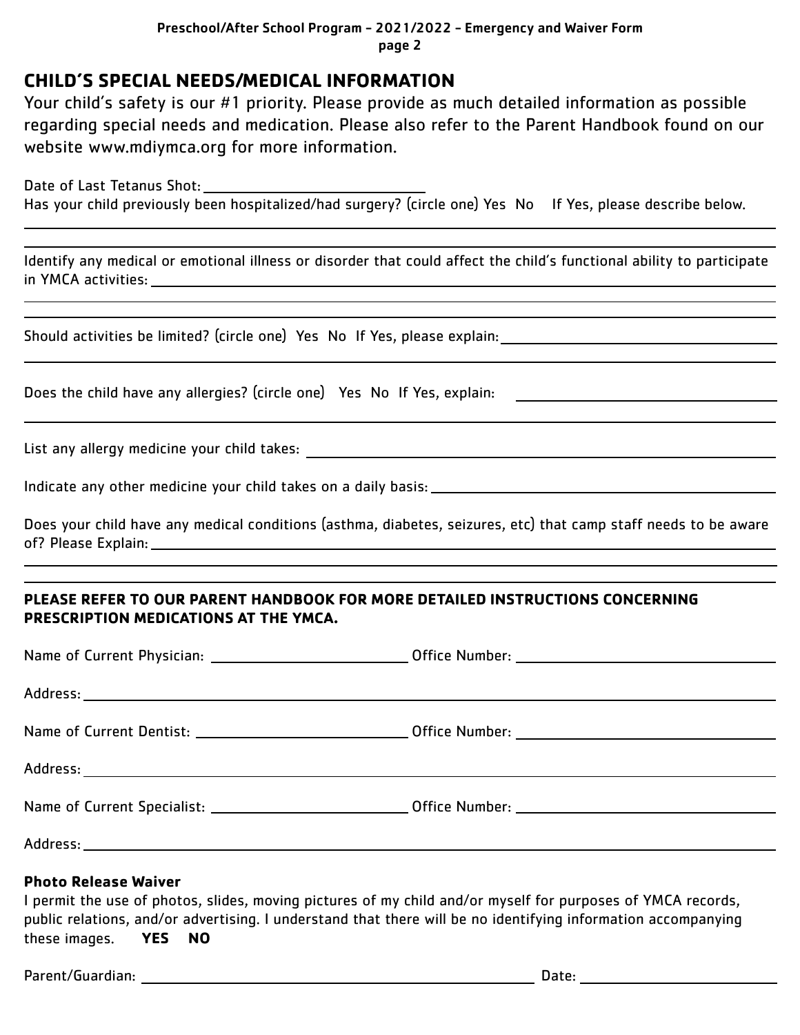Preschool/After School Program - 2021/2022 - Emergency and Waiver Form
page 2

## CHILD'S SPECIAL NEEDS/MEDICAL INFORMATION

Your child's safety is our #1 priority. Please provide as much detailed information as possible regarding special needs and medication. Please also refer to the Parent Handbook found on our website www.mdiymca.org for more information.

Date of Last Tetanus Shot: ____________________

Has your child previously been hospitalized/had surgery? (circle one) Yes No If Yes, please describe below.

________________________________________

________________________________________

Identify any medical or emotional illness or disorder that could affect the child's functional ability to participate in YMCA activities: ____________________

________________________________________

________________________________________

Should activities be limited? (circle one) Yes No If Yes, please explain: ____________________

________________________________________

Does the child have any allergies? (circle one) Yes No If Yes, explain: ____________________

________________________________________

List any allergy medicine your child takes: ____________________

Indicate any other medicine your child takes on a daily basis: ____________________

Does your child have any medical conditions (asthma, diabetes, seizures, etc) that camp staff needs to be aware of? Please Explain: ____________________

________________________________________

________________________________________

**PLEASE REFER TO OUR PARENT HANDBOOK FOR MORE DETAILED INSTRUCTIONS CONCERNING PRESCRIPTION MEDICATIONS AT THE YMCA.**

Name of Current Physician: ____________________ Office Number: ____________________

Address: ____________________

Name of Current Dentist: ____________________ Office Number: ____________________

Address: ____________________

Name of Current Specialist: ____________________ Office Number: ____________________

Address: ____________________

**Photo Release Waiver**

I permit the use of photos, slides, moving pictures of my child and/or myself for purposes of YMCA records, public relations, and/or advertising. I understand that there will be no identifying information accompanying these images. **YES NO**

Parent/Guardian: ____________________ Date: ____________________